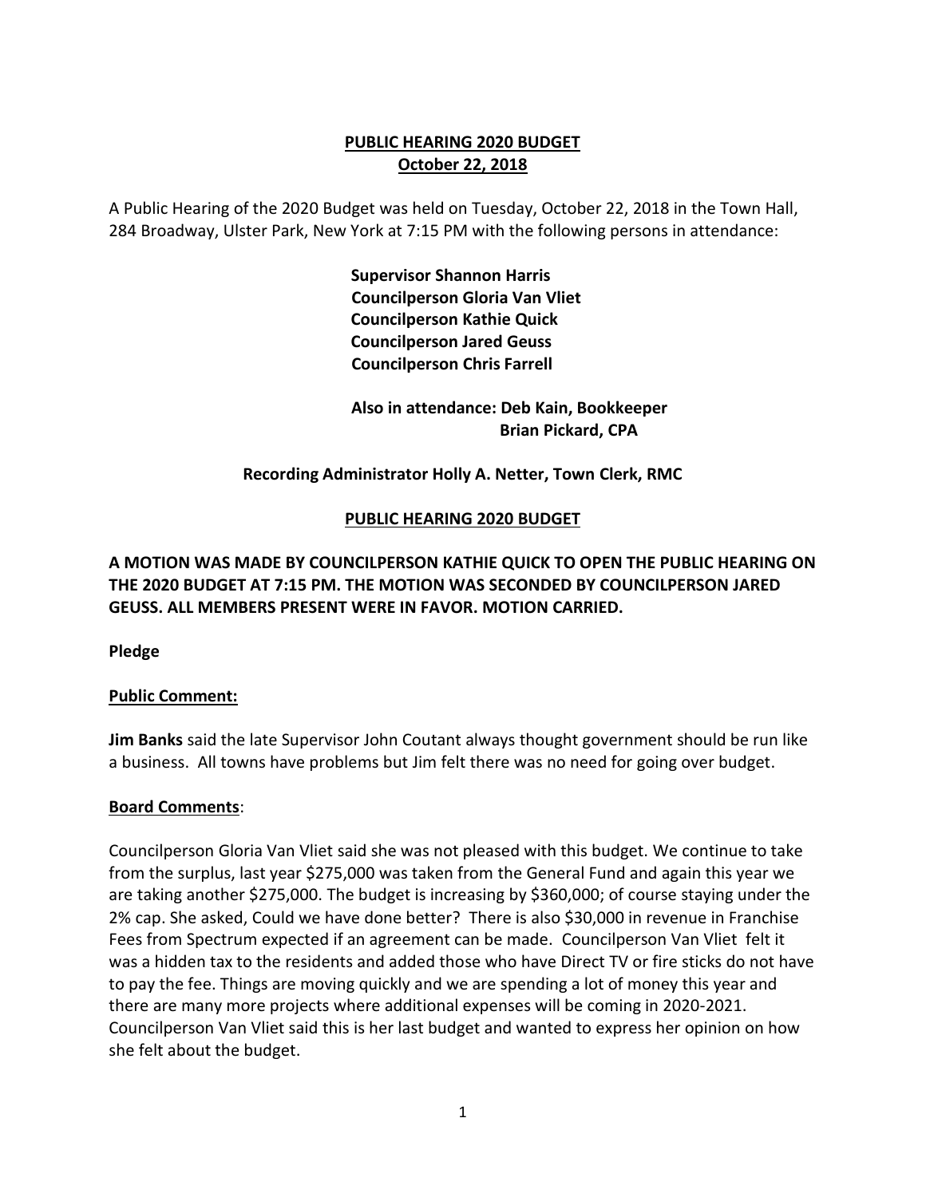# PUBLIC HEARING 2020 BUDGET
## October 22, 2018

A Public Hearing of the 2020 Budget was held on Tuesday, October 22, 2018 in the Town Hall, 284 Broadway, Ulster Park, New York at 7:15 PM with the following persons in attendance:

**Supervisor Shannon Harris**
**Councilperson Gloria Van Vliet**
**Councilperson Kathie Quick**
**Councilperson Jared Geuss**
**Councilperson Chris Farrell**

**Also in attendance: Deb Kain, Bookkeeper**
**Brian Pickard, CPA**

**Recording Administrator Holly A. Netter, Town Clerk, RMC**

## PUBLIC HEARING 2020 BUDGET

**A MOTION WAS MADE BY COUNCILPERSON KATHIE QUICK TO OPEN THE PUBLIC HEARING ON THE 2020 BUDGET AT 7:15 PM. THE MOTION WAS SECONDED BY COUNCILPERSON JARED GEUSS. ALL MEMBERS PRESENT WERE IN FAVOR. MOTION CARRIED.**

**Pledge**

**Public Comment:**

**Jim Banks** said the late Supervisor John Coutant always thought government should be run like a business. All towns have problems but Jim felt there was no need for going over budget.

**Board Comments**:

Councilperson Gloria Van Vliet said she was not pleased with this budget. We continue to take from the surplus, last year $275,000 was taken from the General Fund and again this year we are taking another $275,000. The budget is increasing by $360,000; of course staying under the 2% cap. She asked, Could we have done better? There is also $30,000 in revenue in Franchise Fees from Spectrum expected if an agreement can be made. Councilperson Van Vliet felt it was a hidden tax to the residents and added those who have Direct TV or fire sticks do not have to pay the fee. Things are moving quickly and we are spending a lot of money this year and there are many more projects where additional expenses will be coming in 2020-2021. Councilperson Van Vliet said this is her last budget and wanted to express her opinion on how she felt about the budget.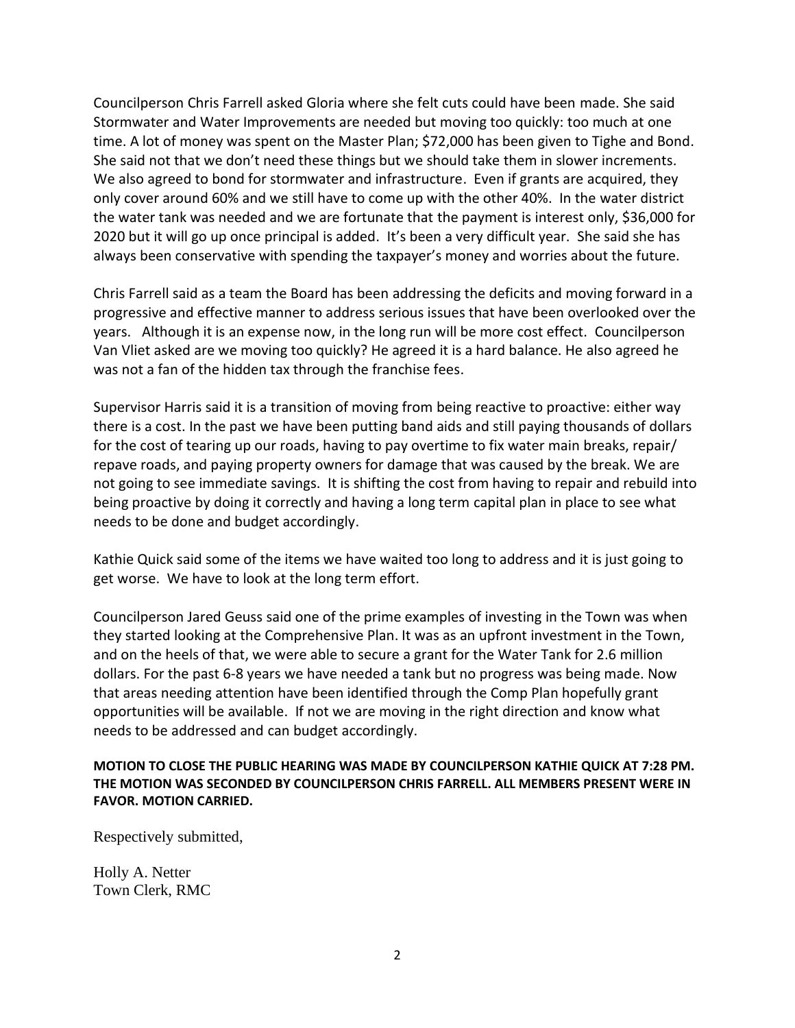Councilperson Chris Farrell asked Gloria where she felt cuts could have been made. She said Stormwater and Water Improvements are needed but moving too quickly: too much at one time. A lot of money was spent on the Master Plan; $72,000 has been given to Tighe and Bond. She said not that we don't need these things but we should take them in slower increments. We also agreed to bond for stormwater and infrastructure. Even if grants are acquired, they only cover around 60% and we still have to come up with the other 40%. In the water district the water tank was needed and we are fortunate that the payment is interest only, $36,000 for 2020 but it will go up once principal is added. It's been a very difficult year. She said she has always been conservative with spending the taxpayer's money and worries about the future.

Chris Farrell said as a team the Board has been addressing the deficits and moving forward in a progressive and effective manner to address serious issues that have been overlooked over the years. Although it is an expense now, in the long run will be more cost effect. Councilperson Van Vliet asked are we moving too quickly? He agreed it is a hard balance. He also agreed he was not a fan of the hidden tax through the franchise fees.

Supervisor Harris said it is a transition of moving from being reactive to proactive: either way there is a cost. In the past we have been putting band aids and still paying thousands of dollars for the cost of tearing up our roads, having to pay overtime to fix water main breaks, repair/ repave roads, and paying property owners for damage that was caused by the break. We are not going to see immediate savings. It is shifting the cost from having to repair and rebuild into being proactive by doing it correctly and having a long term capital plan in place to see what needs to be done and budget accordingly.

Kathie Quick said some of the items we have waited too long to address and it is just going to get worse. We have to look at the long term effort.

Councilperson Jared Geuss said one of the prime examples of investing in the Town was when they started looking at the Comprehensive Plan. It was as an upfront investment in the Town, and on the heels of that, we were able to secure a grant for the Water Tank for 2.6 million dollars. For the past 6-8 years we have needed a tank but no progress was being made. Now that areas needing attention have been identified through the Comp Plan hopefully grant opportunities will be available. If not we are moving in the right direction and know what needs to be addressed and can budget accordingly.

**MOTION TO CLOSE THE PUBLIC HEARING WAS MADE BY COUNCILPERSON KATHIE QUICK AT 7:28 PM. THE MOTION WAS SECONDED BY COUNCILPERSON CHRIS FARRELL. ALL MEMBERS PRESENT WERE IN FAVOR. MOTION CARRIED.**

Respectively submitted,

Holly A. Netter
Town Clerk, RMC